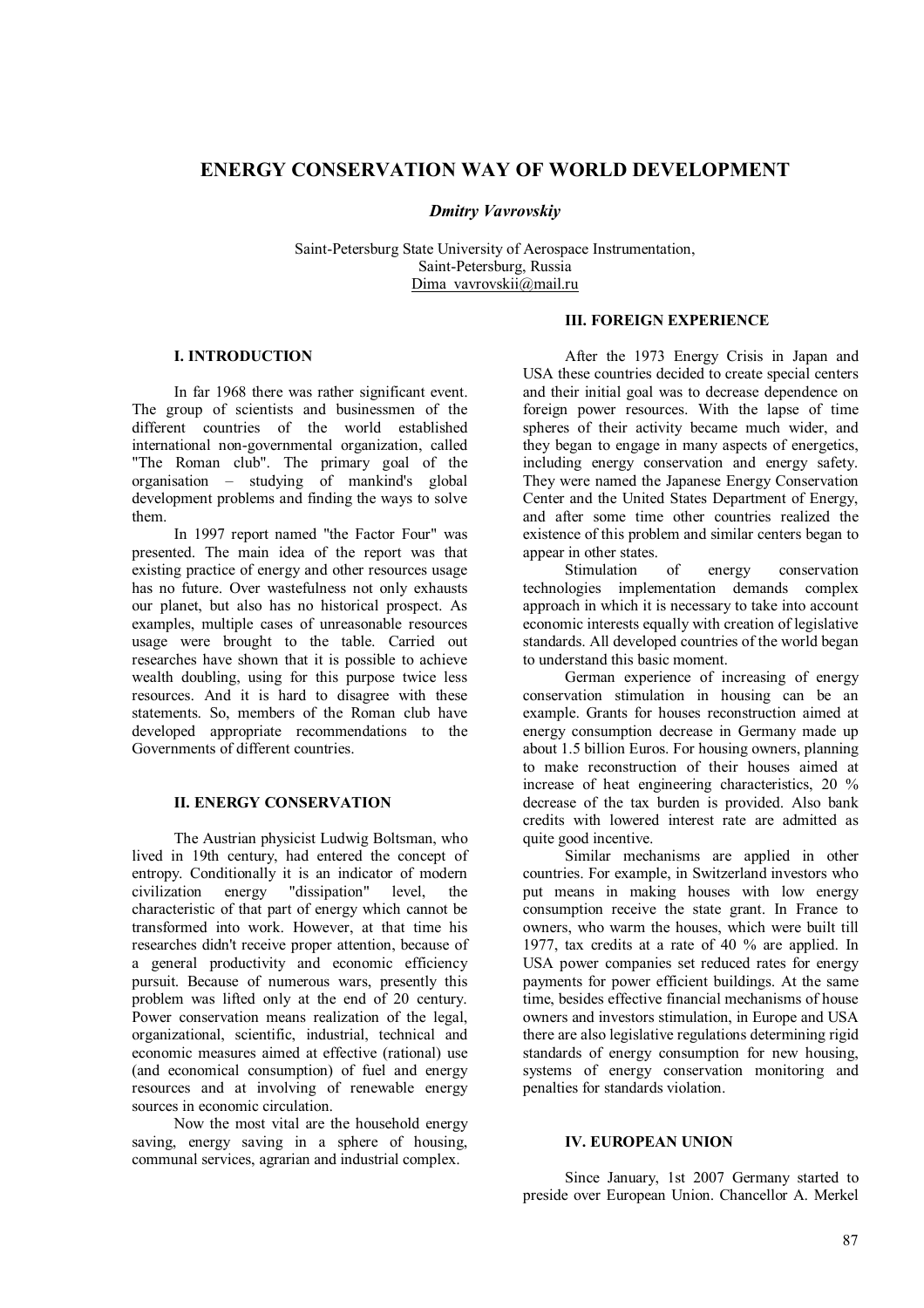# ENERGY CONSERVATION WAY OF WORLD DEVELOPMENT

***Dmitry Vavrovskiy***

Saint-Petersburg State University of Aerospace Instrumentation,
Saint-Petersburg, Russia
Dima_vavrovskii@mail.ru

## I. INTRODUCTION

In far 1968 there was rather significant event. The group of scientists and businessmen of the different countries of the world established international non-governmental organization, called "The Roman club". The primary goal of the organisation – studying of mankind's global development problems and finding the ways to solve them.

In 1997 report named "the Factor Four" was presented. The main idea of the report was that existing practice of energy and other resources usage has no future. Over wastefulness not only exhausts our planet, but also has no historical prospect. As examples, multiple cases of unreasonable resources usage were brought to the table. Carried out researches have shown that it is possible to achieve wealth doubling, using for this purpose twice less resources. And it is hard to disagree with these statements. So, members of the Roman club have developed appropriate recommendations to the Governments of different countries.

## II. ENERGY CONSERVATION

The Austrian physicist Ludwig Boltsman, who lived in 19th century, had entered the concept of entropy. Conditionally it is an indicator of modern civilization energy "dissipation" level, the characteristic of that part of energy which cannot be transformed into work. However, at that time his researches didn't receive proper attention, because of a general productivity and economic efficiency pursuit. Because of numerous wars, presently this problem was lifted only at the end of 20 century. Power conservation means realization of the legal, organizational, scientific, industrial, technical and economic measures aimed at effective (rational) use (and economical consumption) of fuel and energy resources and at involving of renewable energy sources in economic circulation.

Now the most vital are the household energy saving, energy saving in a sphere of housing, communal services, agrarian and industrial complex.

## III. FOREIGN EXPERIENCE

After the 1973 Energy Crisis in Japan and USA these countries decided to create special centers and their initial goal was to decrease dependence on foreign power resources. With the lapse of time spheres of their activity became much wider, and they began to engage in many aspects of energetics, including energy conservation and energy safety. They were named the Japanese Energy Conservation Center and the United States Department of Energy, and after some time other countries realized the existence of this problem and similar centers began to appear in other states.

Stimulation of energy conservation technologies implementation demands complex approach in which it is necessary to take into account economic interests equally with creation of legislative standards. All developed countries of the world began to understand this basic moment.

German experience of increasing of energy conservation stimulation in housing can be an example. Grants for houses reconstruction aimed at energy consumption decrease in Germany made up about 1.5 billion Euros. For housing owners, planning to make reconstruction of their houses aimed at increase of heat engineering characteristics, 20 % decrease of the tax burden is provided. Also bank credits with lowered interest rate are admitted as quite good incentive.

Similar mechanisms are applied in other countries. For example, in Switzerland investors who put means in making houses with low energy consumption receive the state grant. In France to owners, who warm the houses, which were built till 1977, tax credits at a rate of 40 % are applied. In USA power companies set reduced rates for energy payments for power efficient buildings. At the same time, besides effective financial mechanisms of house owners and investors stimulation, in Europe and USA there are also legislative regulations determining rigid standards of energy consumption for new housing, systems of energy conservation monitoring and penalties for standards violation.

## IV. EUROPEAN UNION

Since January, 1st 2007 Germany started to preside over European Union. Chancellor A. Merkel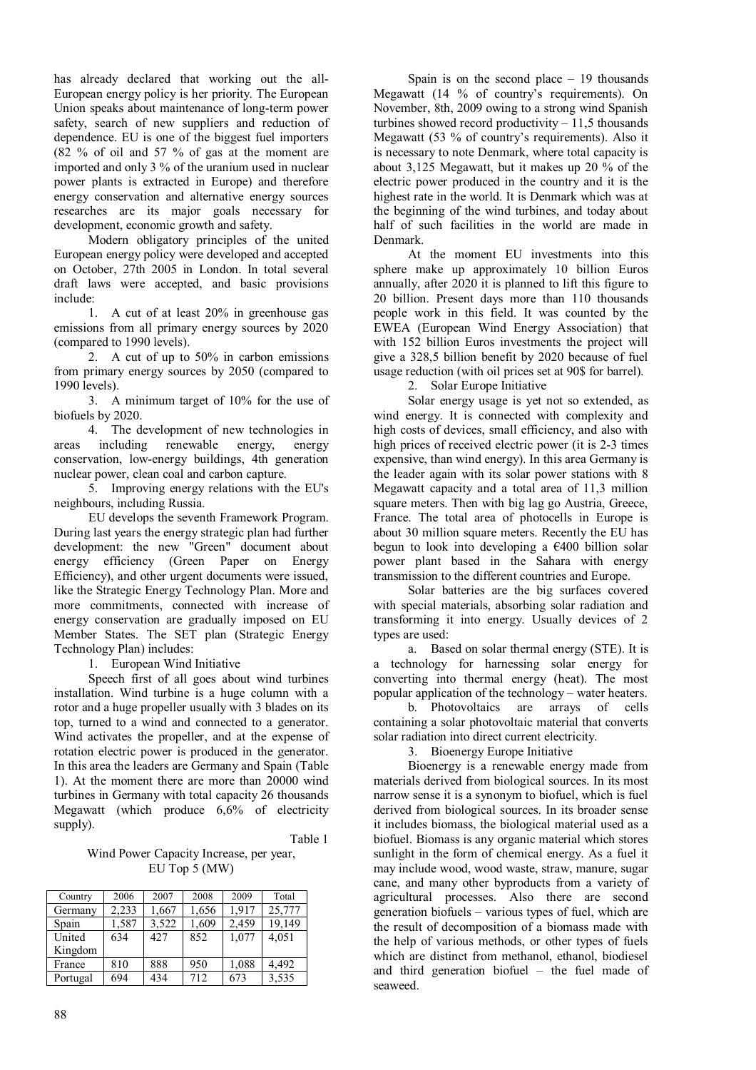has already declared that working out the all-European energy policy is her priority. The European Union speaks about maintenance of long-term power safety, search of new suppliers and reduction of dependence. EU is one of the biggest fuel importers (82 % of oil and 57 % of gas at the moment are imported and only 3 % of the uranium used in nuclear power plants is extracted in Europe) and therefore energy conservation and alternative energy sources researches are its major goals necessary for development, economic growth and safety.

Modern obligatory principles of the united European energy policy were developed and accepted on October, 27th 2005 in London. In total several draft laws were accepted, and basic provisions include:

1. A cut of at least 20% in greenhouse gas emissions from all primary energy sources by 2020 (compared to 1990 levels).
2. A cut of up to 50% in carbon emissions from primary energy sources by 2050 (compared to 1990 levels).
3. A minimum target of 10% for the use of biofuels by 2020.
4. The development of new technologies in areas including renewable energy, energy conservation, low-energy buildings, 4th generation nuclear power, clean coal and carbon capture.
5. Improving energy relations with the EU's neighbours, including Russia.

EU develops the seventh Framework Program. During last years the energy strategic plan had further development: the new "Green" document about energy efficiency (Green Paper on Energy Efficiency), and other urgent documents were issued, like the Strategic Energy Technology Plan. More and more commitments, connected with increase of energy conservation are gradually imposed on EU Member States. The SET plan (Strategic Energy Technology Plan) includes:

1. European Wind Initiative

Speech first of all goes about wind turbines installation. Wind turbine is a huge column with a rotor and a huge propeller usually with 3 blades on its top, turned to a wind and connected to a generator. Wind activates the propeller, and at the expense of rotation electric power is produced in the generator. In this area the leaders are Germany and Spain (Table 1). At the moment there are more than 20000 wind turbines in Germany with total capacity 26 thousands Megawatt (which produce 6,6% of electricity supply).

Table 1

Wind Power Capacity Increase, per year, EU Top 5 (MW)

| Country | 2006 | 2007 | 2008 | 2009 | Total |
|---|---|---|---|---|---|
| Germany | 2,233 | 1,667 | 1,656 | 1,917 | 25,777 |
| Spain | 1,587 | 3,522 | 1,609 | 2,459 | 19,149 |
| United Kingdom | 634 | 427 | 852 | 1,077 | 4,051 |
| France | 810 | 888 | 950 | 1,088 | 4,492 |
| Portugal | 694 | 434 | 712 | 673 | 3,535 |

Spain is on the second place – 19 thousands Megawatt (14 % of country's requirements). On November, 8th, 2009 owing to a strong wind Spanish turbines showed record productivity – 11,5 thousands Megawatt (53 % of country's requirements). Also it is necessary to note Denmark, where total capacity is about 3,125 Megawatt, but it makes up 20 % of the electric power produced in the country and it is the highest rate in the world. It is Denmark which was at the beginning of the wind turbines, and today about half of such facilities in the world are made in Denmark.

At the moment EU investments into this sphere make up approximately 10 billion Euros annually, after 2020 it is planned to lift this figure to 20 billion. Present days more than 110 thousands people work in this field. It was counted by the EWEA (European Wind Energy Association) that with 152 billion Euros investments the project will give a 328,5 billion benefit by 2020 because of fuel usage reduction (with oil prices set at 90$ for barrel).

2. Solar Europe Initiative

Solar energy usage is yet not so extended, as wind energy. It is connected with complexity and high costs of devices, small efficiency, and also with high prices of received electric power (it is 2-3 times expensive, than wind energy). In this area Germany is the leader again with its solar power stations with 8 Megawatt capacity and a total area of 11,3 million square meters. Then with big lag go Austria, Greece, France. The total area of photocells in Europe is about 30 million square meters. Recently the EU has begun to look into developing a €400 billion solar power plant based in the Sahara with energy transmission to the different countries and Europe.

Solar batteries are the big surfaces covered with special materials, absorbing solar radiation and transforming it into energy. Usually devices of 2 types are used:

a. Based on solar thermal energy (STE). It is a technology for harnessing solar energy for converting into thermal energy (heat). The most popular application of the technology – water heaters.

b. Photovoltaics are arrays of cells containing a solar photovoltaic material that converts solar radiation into direct current electricity.

3. Bioenergy Europe Initiative

Bioenergy is a renewable energy made from materials derived from biological sources. In its most narrow sense it is a synonym to biofuel, which is fuel derived from biological sources. In its broader sense it includes biomass, the biological material used as a biofuel. Biomass is any organic material which stores sunlight in the form of chemical energy. As a fuel it may include wood, wood waste, straw, manure, sugar cane, and many other byproducts from a variety of agricultural processes. Also there are second generation biofuels – various types of fuel, which are the result of decomposition of a biomass made with the help of various methods, or other types of fuels which are distinct from methanol, ethanol, biodiesel and third generation biofuel – the fuel made of seaweed.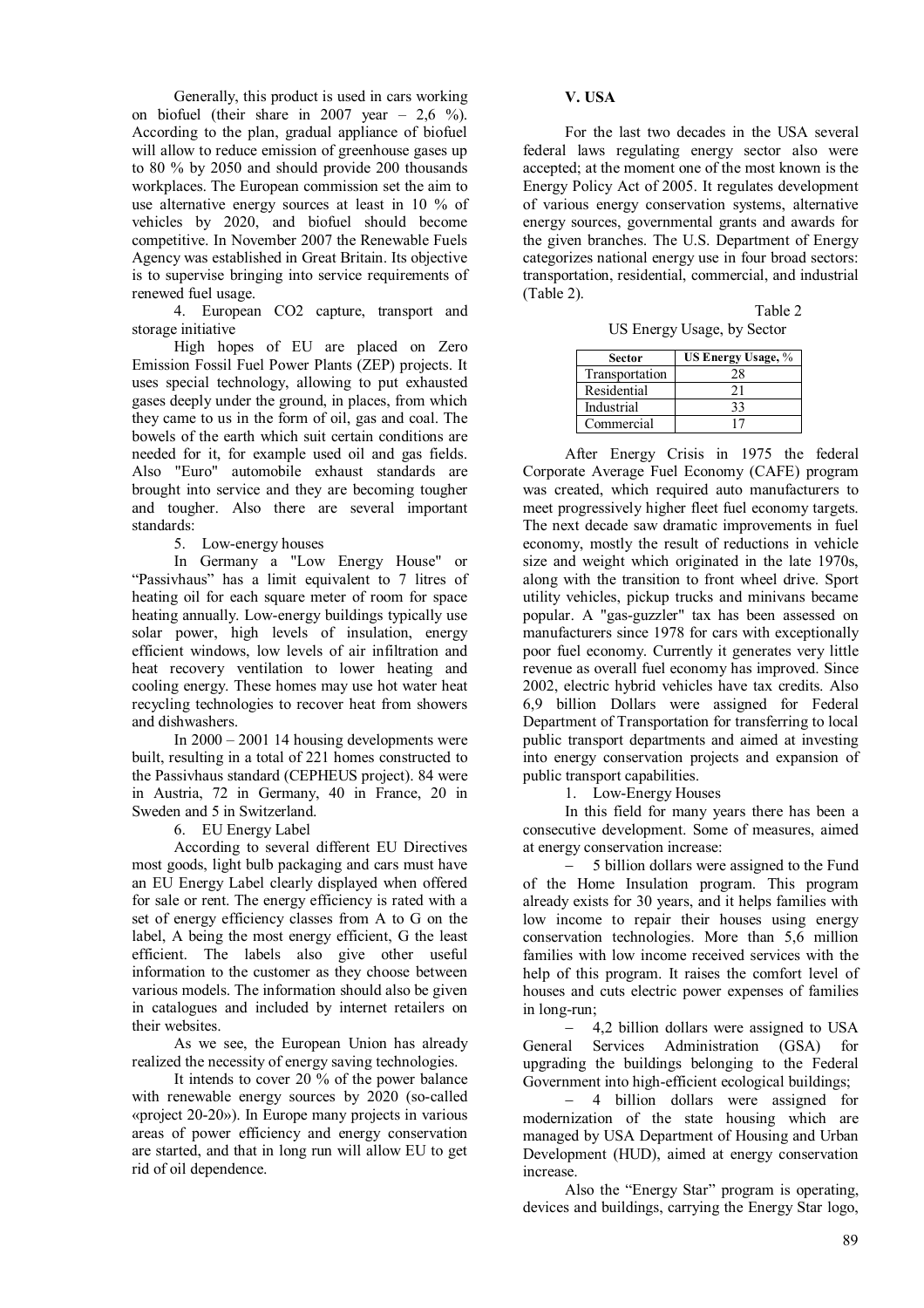Generally, this product is used in cars working on biofuel (their share in 2007 year – 2,6 %). According to the plan, gradual appliance of biofuel will allow to reduce emission of greenhouse gases up to 80 % by 2050 and should provide 200 thousands workplaces. The European commission set the aim to use alternative energy sources at least in 10 % of vehicles by 2020, and biofuel should become competitive. In November 2007 the Renewable Fuels Agency was established in Great Britain. Its objective is to supervise bringing into service requirements of renewed fuel usage.

4. European CO2 capture, transport and storage initiative

High hopes of EU are placed on Zero Emission Fossil Fuel Power Plants (ZEP) projects. It uses special technology, allowing to put exhausted gases deeply under the ground, in places, from which they came to us in the form of oil, gas and coal. The bowels of the earth which suit certain conditions are needed for it, for example used oil and gas fields. Also "Euro" automobile exhaust standards are brought into service and they are becoming tougher and tougher. Also there are several important standards:

5. Low-energy houses

In Germany a "Low Energy House" or "Passivhaus" has a limit equivalent to 7 litres of heating oil for each square meter of room for space heating annually. Low-energy buildings typically use solar power, high levels of insulation, energy efficient windows, low levels of air infiltration and heat recovery ventilation to lower heating and cooling energy. These homes may use hot water heat recycling technologies to recover heat from showers and dishwashers.

In 2000 – 2001 14 housing developments were built, resulting in a total of 221 homes constructed to the Passivhaus standard (CEPHEUS project). 84 were in Austria, 72 in Germany, 40 in France, 20 in Sweden and 5 in Switzerland.

6. EU Energy Label

According to several different EU Directives most goods, light bulb packaging and cars must have an EU Energy Label clearly displayed when offered for sale or rent. The energy efficiency is rated with a set of energy efficiency classes from A to G on the label, A being the most energy efficient, G the least efficient. The labels also give other useful information to the customer as they choose between various models. The information should also be given in catalogues and included by internet retailers on their websites.

As we see, the European Union has already realized the necessity of energy saving technologies.

It intends to cover 20 % of the power balance with renewable energy sources by 2020 (so-called «project 20-20»). In Europe many projects in various areas of power efficiency and energy conservation are started, and that in long run will allow EU to get rid of oil dependence.

## V. USA

For the last two decades in the USA several federal laws regulating energy sector also were accepted; at the moment one of the most known is the Energy Policy Act of 2005. It regulates development of various energy conservation systems, alternative energy sources, governmental grants and awards for the given branches. The U.S. Department of Energy categorizes national energy use in four broad sectors: transportation, residential, commercial, and industrial (Table 2).

Table 2

US Energy Usage, by Sector

| Sector | US Energy Usage, % |
|---|---|
| Transportation | 28 |
| Residential | 21 |
| Industrial | 33 |
| Commercial | 17 |

After Energy Crisis in 1975 the federal Corporate Average Fuel Economy (CAFE) program was created, which required auto manufacturers to meet progressively higher fleet fuel economy targets. The next decade saw dramatic improvements in fuel economy, mostly the result of reductions in vehicle size and weight which originated in the late 1970s, along with the transition to front wheel drive. Sport utility vehicles, pickup trucks and minivans became popular. A "gas-guzzler" tax has been assessed on manufacturers since 1978 for cars with exceptionally poor fuel economy. Currently it generates very little revenue as overall fuel economy has improved. Since 2002, electric hybrid vehicles have tax credits. Also 6,9 billion Dollars were assigned for Federal Department of Transportation for transferring to local public transport departments and aimed at investing into energy conservation projects and expansion of public transport capabilities.

1. Low-Energy Houses

In this field for many years there has been a consecutive development. Some of measures, aimed at energy conservation increase:

– 5 billion dollars were assigned to the Fund of the Home Insulation program. This program already exists for 30 years, and it helps families with low income to repair their houses using energy conservation technologies. More than 5,6 million families with low income received services with the help of this program. It raises the comfort level of houses and cuts electric power expenses of families in long-run;

– 4,2 billion dollars were assigned to USA General Services Administration (GSA) for upgrading the buildings belonging to the Federal Government into high-efficient ecological buildings;

– 4 billion dollars were assigned for modernization of the state housing which are managed by USA Department of Housing and Urban Development (HUD), aimed at energy conservation increase.

Also the "Energy Star" program is operating, devices and buildings, carrying the Energy Star logo,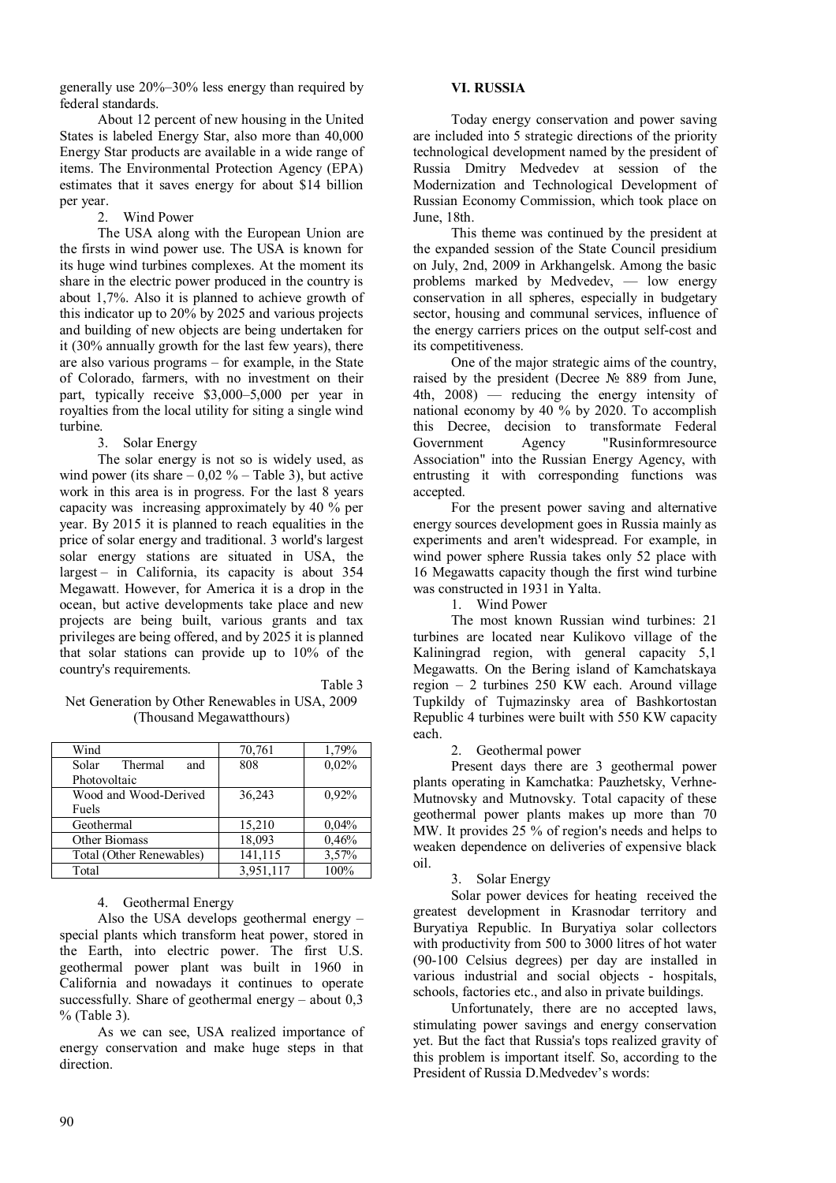generally use 20%–30% less energy than required by federal standards.

About 12 percent of new housing in the United States is labeled Energy Star, also more than 40,000 Energy Star products are available in a wide range of items. The Environmental Protection Agency (EPA) estimates that it saves energy for about $14 billion per year.

2. Wind Power

The USA along with the European Union are the firsts in wind power use. The USA is known for its huge wind turbines complexes. At the moment its share in the electric power produced in the country is about 1,7%. Also it is planned to achieve growth of this indicator up to 20% by 2025 and various projects and building of new objects are being undertaken for it (30% annually growth for the last few years), there are also various programs – for example, in the State of Colorado, farmers, with no investment on their part, typically receive $3,000–5,000 per year in royalties from the local utility for siting a single wind turbine.

3. Solar Energy

The solar energy is not so is widely used, as wind power (its share – 0,02 % – Table 3), but active work in this area is in progress. For the last 8 years capacity was increasing approximately by 40 % per year. By 2015 it is planned to reach equalities in the price of solar energy and traditional. 3 world's largest solar energy stations are situated in USA, the largest – in California, its capacity is about 354 Megawatt. However, for America it is a drop in the ocean, but active developments take place and new projects are being built, various grants and tax privileges are being offered, and by 2025 it is planned that solar stations can provide up to 10% of the country's requirements.

Table 3

Net Generation by Other Renewables in USA, 2009 (Thousand Megawatthours)

| | | |
|---|---|---|
| Wind | 70,761 | 1,79% |
| Solar Thermal and Photovoltaic | 808 | 0,02% |
| Wood and Wood-Derived Fuels | 36,243 | 0,92% |
| Geothermal | 15,210 | 0,04% |
| Other Biomass | 18,093 | 0,46% |
| Total (Other Renewables) | 141,115 | 3,57% |
| Total | 3,951,117 | 100% |

4. Geothermal Energy

Also the USA develops geothermal energy – special plants which transform heat power, stored in the Earth, into electric power. The first U.S. geothermal power plant was built in 1960 in California and nowadays it continues to operate successfully. Share of geothermal energy – about 0,3 % (Table 3).

As we can see, USA realized importance of energy conservation and make huge steps in that direction.

## VI. RUSSIA

Today energy conservation and power saving are included into 5 strategic directions of the priority technological development named by the president of Russia Dmitry Medvedev at session of the Modernization and Technological Development of Russian Economy Commission, which took place on June, 18th.

This theme was continued by the president at the expanded session of the State Council presidium on July, 2nd, 2009 in Arkhangelsk. Among the basic problems marked by Medvedev, — low energy conservation in all spheres, especially in budgetary sector, housing and communal services, influence of the energy carriers prices on the output self-cost and its competitiveness.

One of the major strategic aims of the country, raised by the president (Decree № 889 from June, 4th, 2008) — reducing the energy intensity of national economy by 40 % by 2020. To accomplish this Decree, decision to transformate Federal Government Agency "Rusinformresource Association" into the Russian Energy Agency, with entrusting it with corresponding functions was accepted.

For the present power saving and alternative energy sources development goes in Russia mainly as experiments and aren't widespread. For example, in wind power sphere Russia takes only 52 place with 16 Megawatts capacity though the first wind turbine was constructed in 1931 in Yalta.

1. Wind Power

The most known Russian wind turbines: 21 turbines are located near Kulikovo village of the Kaliningrad region, with general capacity 5,1 Megawatts. On the Bering island of Kamchatskaya region – 2 turbines 250 KW each. Around village Tupkildy of Tujmazinsky area of Bashkortostan Republic 4 turbines were built with 550 KW capacity each.

2. Geothermal power

Present days there are 3 geothermal power plants operating in Kamchatka: Pauzhetsky, Verhne-Mutnovsky and Mutnovsky. Total capacity of these geothermal power plants makes up more than 70 MW. It provides 25 % of region's needs and helps to weaken dependence on deliveries of expensive black oil.

3. Solar Energy

Solar power devices for heating received the greatest development in Krasnodar territory and Buryatiya Republic. In Buryatiya solar collectors with productivity from 500 to 3000 litres of hot water (90-100 Celsius degrees) per day are installed in various industrial and social objects - hospitals, schools, factories etc., and also in private buildings.

Unfortunately, there are no accepted laws, stimulating power savings and energy conservation yet. But the fact that Russia's tops realized gravity of this problem is important itself. So, according to the President of Russia D.Medvedev's words: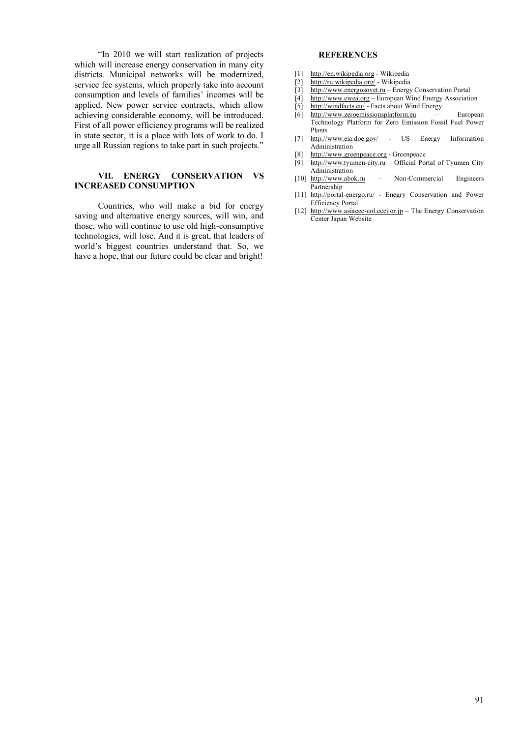"In 2010 we will start realization of projects which will increase energy conservation in many city districts. Municipal networks will be modernized, service fee systems, which properly take into account consumption and levels of families' incomes will be applied. New power service contracts, which allow achieving considerable economy, will be introduced. First of all power efficiency programs will be realized in state sector, it is a place with lots of work to do. I urge all Russian regions to take part in such projects."

## VII. ENERGY CONSERVATION VS INCREASED CONSUMPTION

Countries, who will make a bid for energy saving and alternative energy sources, will win, and those, who will continue to use old high-consumptive technologies, will lose. And it is great, that leaders of world's biggest countries understand that. So, we have a hope, that our future could be clear and bright!

## REFERENCES

[1] http://en.wikipedia.org - Wikipedia
[2] http://ru.wikipedia.org/ - Wikipedia
[3] http://www.energosovet.ru – Energy Conservation Portal
[4] http://www.ewea.org – European Wind Energy Association
[5] http://windfacts.eu/ - Facts about Wind Energy
[6] http://www.zeroemissionsplatform.eu – European Technology Platform for Zero Emission Fossil Fuel Power Plants
[7] http://www.eia.doe.gov/ - US Energy Information Administration
[8] http://www.greenpeace.org - Greenpeace
[9] http://www.tyumen-city.ru – Official Portal of Tyumen City Administration
[10] http://www.abok.ru – Non-Commercial Engineers Partnership
[11] http://portal-energo.ru/ - Enegry Conservation and Power Efficiency Portal
[12] http://www.asiaeec-col.eccj.or.jp – The Energy Conservation Center Japan Website